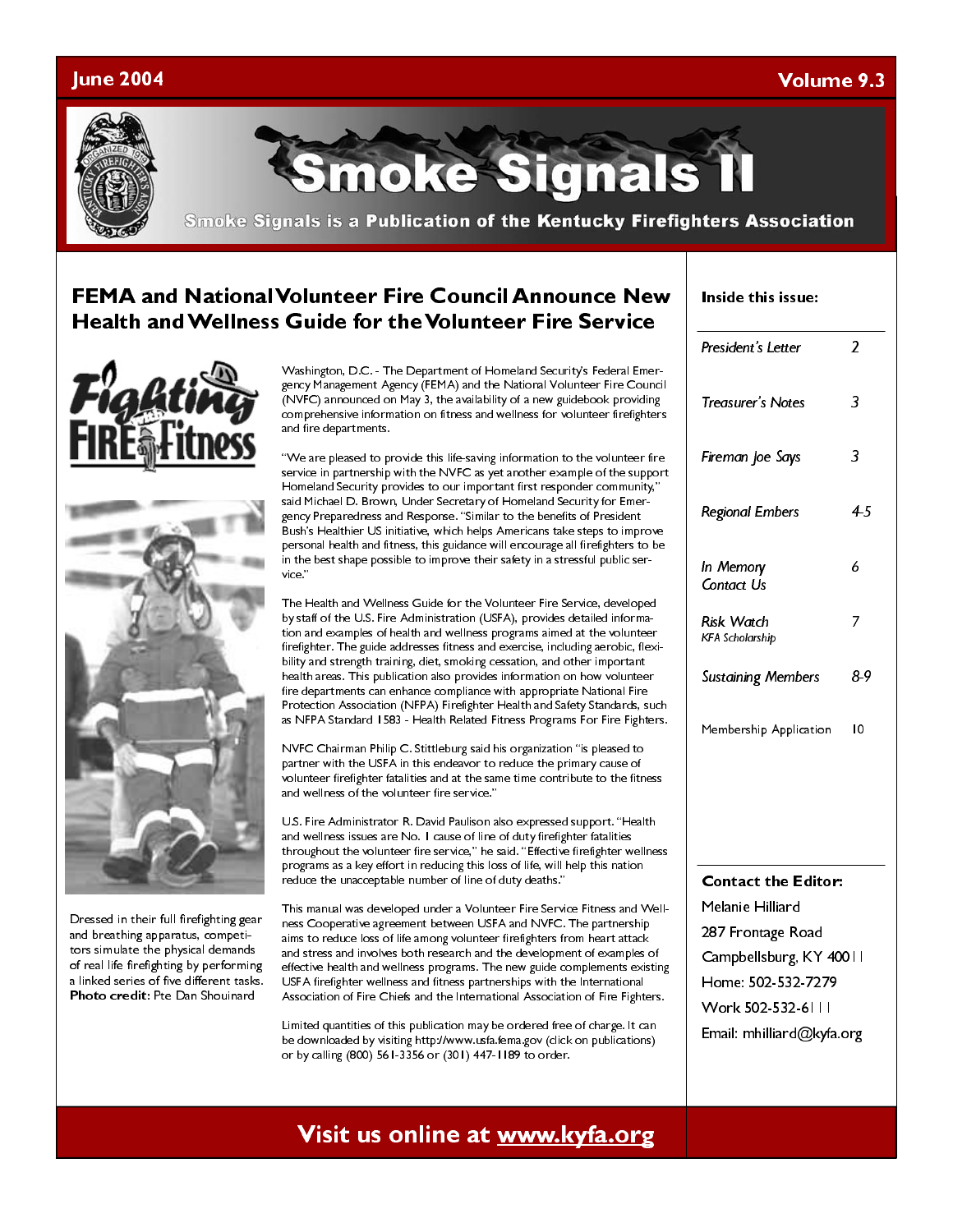June 2004 Volume 9.3

# Smoke Signals II

**Smoke Signals is a Publication of the Kentucky Firefighters Association**

## FEMA and National Volunteer Fire Council Announce New Health and Wellness Guide for the Volunteer Fire Service

Washington, D.C. - The Department of Homeland Security's Federal Emergency Management Agency (FEMA) and the National Volunteer Fire Council (NVFC) announced on May 3, the availability of a new guidebook providing comprehensive information on fitness and wellness for volunteer firefighters and fire departments.

"We are pleased to provide this life-saving information to the volunteer fire service in partnership with the NVFC as yet another example of the support Homeland Security provides to our important first responder community," said Michael D. Brown, Under Secretary of Homeland Security for Emergency Preparedness and Response. "Similar to the benefits of President Bush's Healthier US initiative, which helps Americans take steps to improve personal health and fitness, this guidance will encourage all firefighters to be in the best shape possible to improve their safety in a stressful public service."

The Health and Wellness Guide for the Volunteer Fire Service, developed by staff of the U.S. Fire Administration (USFA), provides detailed information and examples of health and wellness programs aimed at the volunteer firefighter. The guide addresses fitness and exercise, including aerobic, flexibility and strength training, diet, smoking cessation, and other important health areas. This publication also provides information on how volunteer fire departments can enhance compliance with appropriate National Fire Protection Association (NFPA) Firefighter Health and Safety Standards, such as NFPA Standard 1583 - Health Related Fitness Programs For Fire Fighters.

NVFC Chairman Philip C. Stittleburg said his organization "is pleased to partner with the USFA in this endeavor to reduce the primary cause of volunteer firefighter fatalities and at the same time contribute to the fitness and wellness of the volunteer fire service."

U.S. Fire Administrator R. David Paulison also expressed support. "Health and wellness issues are No. 1 cause of line of duty firefighter fatalities throughout the volunteer fire service," he said. "Effective firefighter wellness programs as a key effort in reducing this loss of life, will help this nation reduce the unacceptable number of line of duty deaths."

This manual was developed under a Volunteer Fire Service Fitness and Wellness Cooperative agreement between USFA and NVFC. The partnership aims to reduce loss of life among volunteer firefighters from heart attack and stress and involves both research and the development of examples of effective health and wellness programs. The new guide complements existing USFA firefighter wellness and fitness partnerships with the International Association of Fire Chiefs and the International Association of Fire Fighters.

Limited quantities of this publication may be ordered free of charge. It can be downloaded by visiting http://www.usfa.fema.gov (click on publications) or by calling (800) 561-3356 or (301) 447-1189 to order.

Fighting Fire with Fitness

Dressed in their full firefighting gear and breathing apparatus, competitors simulate the physical demands of real life firefighting by performing a linked series of five different tasks. **Photo credit**: Pte Dan Shouinard

**Inside this issue:**

| | |
|---|---|
| *President's Letter* | 2 |
| *Treasurer's Notes* | 3 |
| *Fireman Joe Says* | 3 |
| *Regional Embers* | 4-5 |
| *In Memory* / *Contact Us* | 6 |
| *Risk Watch* / *KFA Scholarship* | 7 |
| *Sustaining Members* | 8-9 |
| Membership Application | 10 |

**Contact the Editor:**
Melanie Hilliard
287 Frontage Road
Campbellsburg, KY 40011
Home: 502-532-7279
Work 502-532-6111
Email: mhilliard@kyfa.org

Visit us online at www.kyfa.org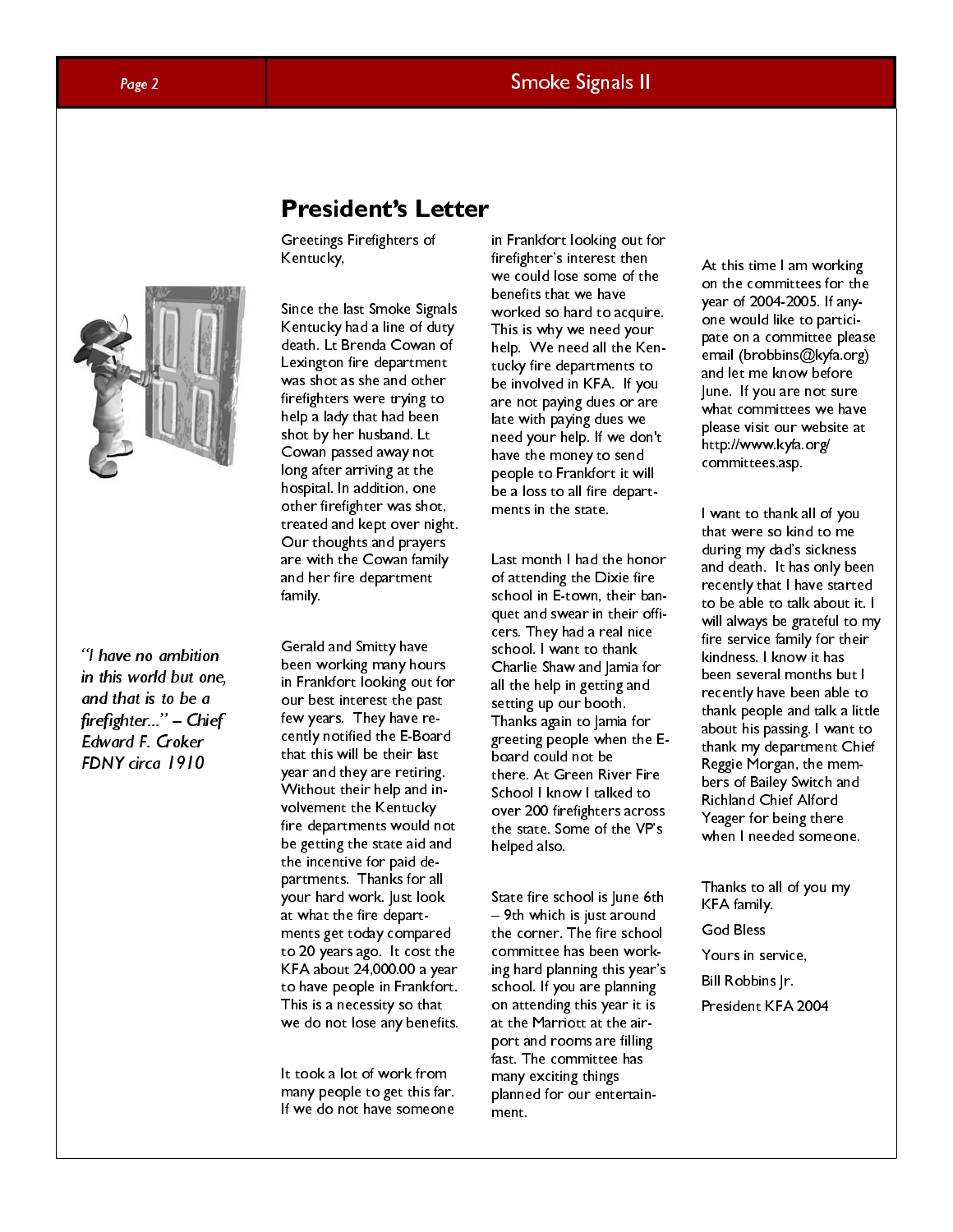## President's Letter

Greetings Firefighters of Kentucky,

Since the last Smoke Signals Kentucky had a line of duty death. Lt Brenda Cowan of Lexington fire department was shot as she and other firefighters were trying to help a lady that had been shot by her husband. Lt Cowan passed away not long after arriving at the hospital. In addition, one other firefighter was shot, treated and kept over night. Our thoughts and prayers are with the Cowan family and her fire department family.

Gerald and Smitty have been working many hours in Frankfort looking out for our best interest the past few years. They have recently notified the E-Board that this will be their last year and they are retiring. Without their help and involvement the Kentucky fire departments would not be getting the state aid and the incentive for paid departments. Thanks for all your hard work. Just look at what the fire departments get today compared to 20 years ago. It cost the KFA about 24,000.00 a year to have people in Frankfort. This is a necessity so that we do not lose any benefits.

It took a lot of work from many people to get this far. If we do not have someone in Frankfort looking out for firefighter's interest then we could lose some of the benefits that we have worked so hard to acquire. This is why we need your help. We need all the Kentucky fire departments to be involved in KFA. If you are not paying dues or are late with paying dues we need your help. If we don't have the money to send people to Frankfort it will be a loss to all fire departments in the state.

Last month I had the honor of attending the Dixie fire school in E-town, their banquet and swear in their officers. They had a real nice school. I want to thank Charlie Shaw and Jamia for all the help in getting and setting up our booth. Thanks again to Jamia for greeting people when the E-board could not be there. At Green River Fire School I know I talked to over 200 firefighters across the state. Some of the VP's helped also.

State fire school is June 6th – 9th which is just around the corner. The fire school committee has been working hard planning this year's school. If you are planning on attending this year it is at the Marriott at the airport and rooms are filling fast. The committee has many exciting things planned for our entertainment.

At this time I am working on the committees for the year of 2004-2005. If anyone would like to participate on a committee please email (brobbins@kyfa.org) and let me know before June. If you are not sure what committees we have please visit our website at http://www.kyfa.org/committees.asp.

I want to thank all of you that were so kind to me during my dad's sickness and death. It has only been recently that I have started to be able to talk about it. I will always be grateful to my fire service family for their kindness. I know it has been several months but I recently have been able to thank people and talk a little about his passing. I want to thank my department Chief Reggie Morgan, the members of Bailey Switch and Richland Chief Alford Yeager for being there when I needed someone.

Thanks to all of you my KFA family.

God Bless

Yours in service,

Bill Robbins Jr.

President KFA 2004

*"I have no ambition in this world but one, and that is to be a firefighter..." – Chief Edward F. Croker FDNY circa 1910*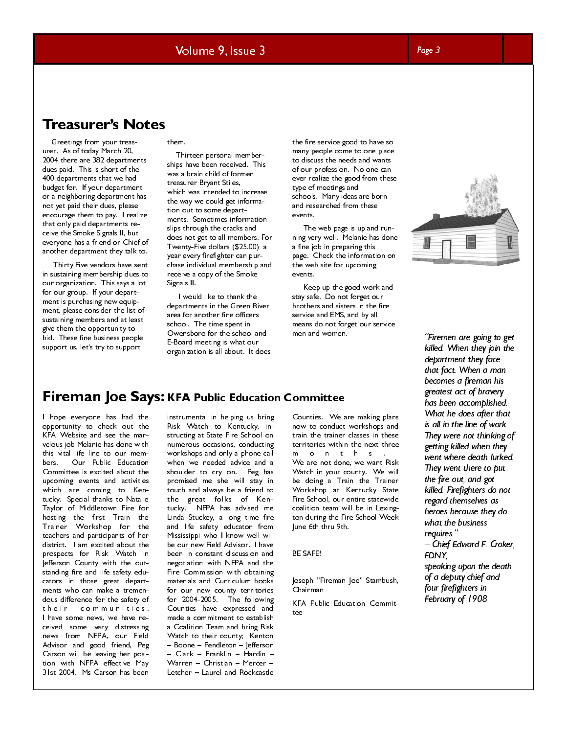## Treasurer's Notes

Greetings from your treasurer. As of today March 20, 2004 there are 382 departments dues paid. This is short of the 400 departments that we had budget for. If your department or a neighboring department has not yet paid their dues, please encourage them to pay. I realize that only paid departments receive the Smoke Signals II, but everyone has a friend or Chief of another department they talk to.

Thirty Five vendors have sent in sustaining membership dues to our organization. This says a lot for our group. If your department is purchasing new equipment, please consider the list of sustaining members and at least give them the opportunity to bid. These fine business people support us, let's try to support them.

Thirteen personal memberships have been received. This was a brain child of former treasurer Bryant Stiles, which was intended to increase the way we could get information out to some departments. Sometimes information slips through the cracks and does not get to all members. For Twenty-Five dollars ($25.00) a year every firefighter can purchase individual membership and receive a copy of the Smoke Signals II.

I would like to thank the departments in the Green River area for another fine officers school. The time spent in Owensboro for the school and E-Board meeting is what our organization is all about. It does the fire service good to have so many people come to one place to discuss the needs and wants of our profession. No one can ever realize the good from these type of meetings and schools. Many ideas are born and researched from these events.

The web page is up and running very well. Melanie has done a fine job in preparing this page. Check the information on the web site for upcoming events.

Keep up the good work and stay safe. Do not forget our brothers and sisters in the fire service and EMS, and by all means do not forget our service men and women.

*"Firemen are going to get killed. When they join the department they face that fact. When a man becomes a fireman his greatest act of bravery has been accomplished. What he does after that is all in the line of work. They were not thinking of getting killed when they went where death lurked. They went there to put the fire out, and got killed. Firefighters do not regard themselves as heroes because they do what the business requires."*
*— Chief Edward F. Croker, FDNY, speaking upon the death of a deputy chief and four firefighters in February of 1908*

## Fireman Joe Says: KFA Public Education Committee

I hope everyone has had the opportunity to check out the KFA Website and see the marvelous job Melanie has done with this vital life line to our members. Our Public Education Committee is excited about the upcoming events and activities which are coming to Kentucky. Special thanks to Natalie Taylor of Middletown Fire for hosting the first Train the Trainer Workshop for the teachers and participants of her district. I am excited about the prospects for Risk Watch in Jefferson County with the outstanding fire and life safety educators in those great departments who can make a tremendous difference for the safety of their communities.

I have some news, we have received some very distressing news from NFPA, our Field Advisor and good friend, Peg Carson will be leaving her position with NFPA effective May 31st 2004. Ms Carson has been instrumental in helping us bring Risk Watch to Kentucky, instructing at State Fire School on numerous occasions, conducting workshops and only a phone call when we needed advice and a shoulder to cry on. Peg has promised me she will stay in touch and always be a friend to the great folks of Kentucky. NFPA has advised me Linda Stuckey, a long time fire and life safety educator from Mississippi who I know well will be our new Field Advisor. I have been in constant discussion and negotiation with NFPA and the Fire Commission with obtaining materials and Curriculum books for our new county territories for 2004-2005. The following Counties have expressed and made a commitment to establish a Coalition Team and bring Risk Watch to their county; Kenton – Boone – Pendleton – Jefferson – Clark – Franklin – Hardin – Warren – Christian – Mercer – Letcher – Laurel and Rockcastle Counties. We are making plans now to conduct workshops and train the trainer classes in these territories within the next three months.

We are not done, we want Risk Watch in your county. We will be doing a Train the Trainer Workshop at Kentucky State Fire School, our entire statewide coalition team will be in Lexington during the Fire School Week June 6th thru 9th.

BE SAFE!

Joseph "Fireman Joe" Stambush, Chairman

KFA Public Education Committee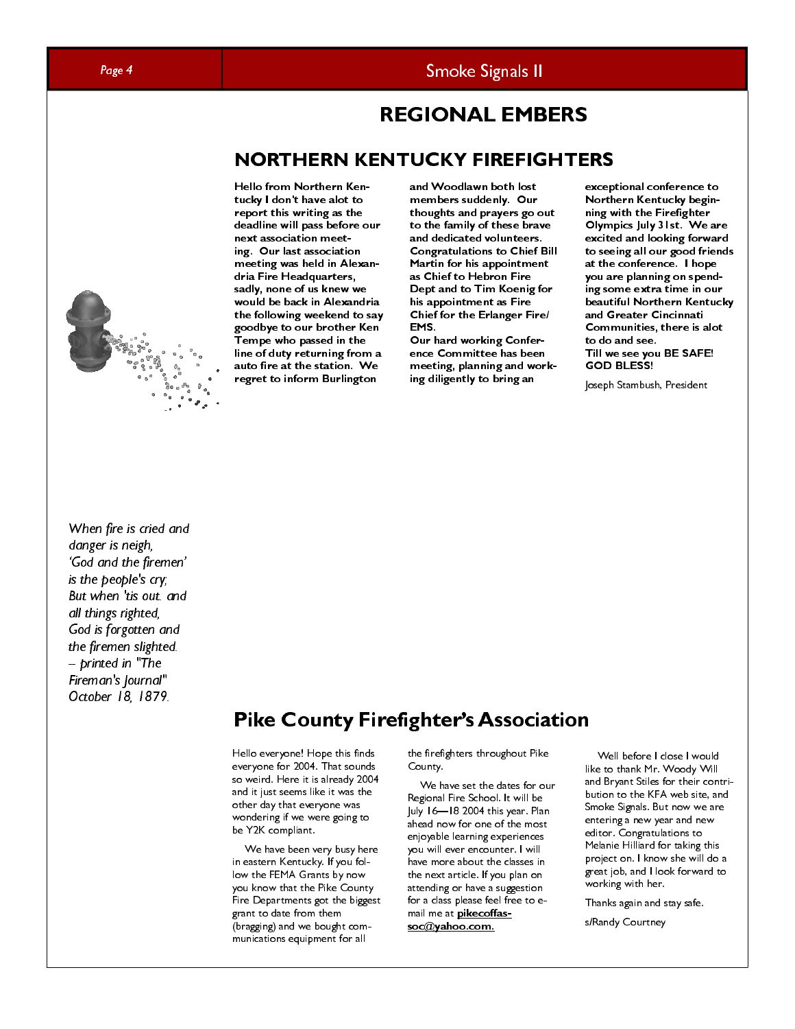# REGIONAL EMBERS

## NORTHERN KENTUCKY FIREFIGHTERS

**Hello from Northern Kentucky I don't have alot to report this writing as the deadline will pass before our next association meeting. Our last association meeting was held in Alexandria Fire Headquarters, sadly, none of us knew we would be back in Alexandria the following weekend to say goodbye to our brother Ken Tempe who passed in the line of duty returning from a auto fire at the station. We regret to inform Burlington and Woodlawn both lost members suddenly. Our thoughts and prayers go out to the family of these brave and dedicated volunteers. Congratulations to Chief Bill Martin for his appointment as Chief to Hebron Fire Dept and to Tim Koenig for his appointment as Fire Chief for the Erlanger Fire/EMS.**

**Our hard working Conference Committee has been meeting, planning and working diligently to bring an exceptional conference to Northern Kentucky beginning with the Firefighter Olympics July 31st. We are excited and looking forward to seeing all our good friends at the conference. I hope you are planning on spending some extra time in our beautiful Northern Kentucky and Greater Cincinnati Communities, there is alot to do and see.**

**Till we see you BE SAFE! GOD BLESS!**

Joseph Stambush, President

*When fire is cried and danger is neigh,*
*'God and the firemen' is the people's cry;*
*But when 'tis out. and all things righted,*
*God is forgotten and the firemen slighted.*
*– printed in "The Fireman's Journal" October 18, 1879.*

## Pike County Firefighter's Association

Hello everyone! Hope this finds everyone for 2004. That sounds so weird. Here it is already 2004 and it just seems like it was the other day that everyone was wondering if we were going to be Y2K compliant.

We have been very busy here in eastern Kentucky. If you follow the FEMA Grants by now you know that the Pike County Fire Departments got the biggest grant to date from them (bragging) and we bought communications equipment for all the firefighters throughout Pike County.

We have set the dates for our Regional Fire School. It will be July 16—18 2004 this year. Plan ahead now for one of the most enjoyable learning experiences you will ever encounter. I will have more about the classes in the next article. If you plan on attending or have a suggestion for a class please feel free to e-mail me at **pikecoffassoc@yahoo.com.**

Well before I close I would like to thank Mr. Woody Will and Bryant Stiles for their contribution to the KFA web site, and Smoke Signals. But now we are entering a new year and new editor. Congratulations to Melanie Hilliard for taking this project on. I know she will do a great job, and I look forward to working with her.

Thanks again and stay safe.

s/Randy Courtney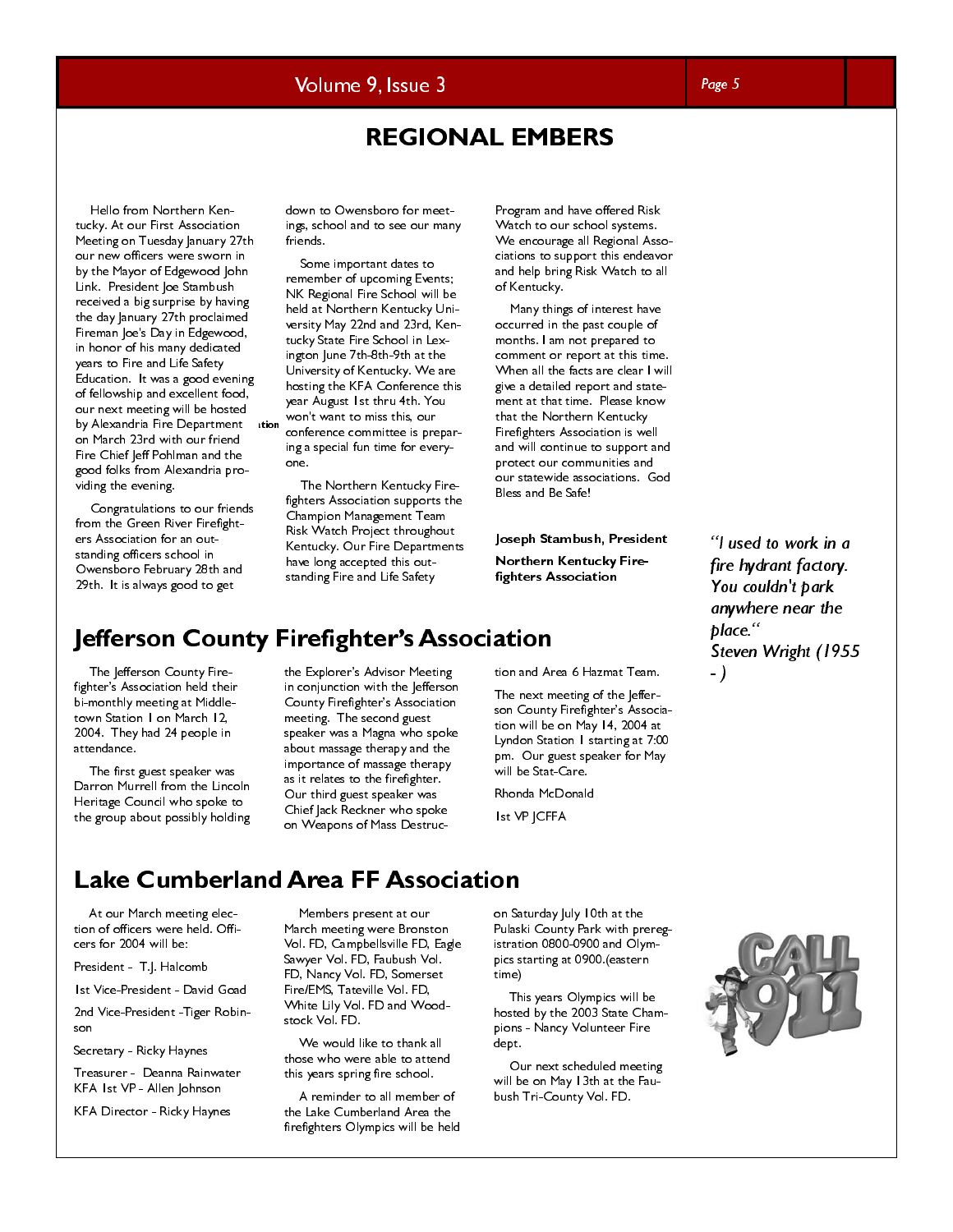# REGIONAL EMBERS

Hello from Northern Kentucky. At our First Association Meeting on Tuesday January 27th our new officers were sworn in by the Mayor of Edgewood John Link. President Joe Stambush received a big surprise by having the day January 27th proclaimed Fireman Joe's Day in Edgewood, in honor of his many dedicated years to Fire and Life Safety Education. It was a good evening of fellowship and excellent food, our next meeting will be hosted by Alexandria Fire Department on March 23rd with our friend Fire Chief Jeff Pohlman and the good folks from Alexandria providing the evening.

Congratulations to our friends from the Green River Firefighters Association for an outstanding officers school in Owensboro February 28th and 29th. It is always good to get down to Owensboro for meetings, school and to see our many friends.

Some important dates to remember of upcoming Events; NK Regional Fire School will be held at Northern Kentucky University May 22nd and 23rd, Kentucky State Fire School in Lexington June 7th-8th-9th at the University of Kentucky. We are hosting the KFA Conference this year August 1st thru 4th. You won't want to miss this, our conference committee is preparing a special fun time for everyone.

The Northern Kentucky Firefighters Association supports the Champion Management Team Risk Watch Project throughout Kentucky. Our Fire Departments have long accepted this outstanding Fire and Life Safety Program and have offered Risk Watch to our school systems. We encourage all Regional Associations to support this endeavor and help bring Risk Watch to all of Kentucky.

Many things of interest have occurred in the past couple of months. I am not prepared to comment or report at this time. When all the facts are clear I will give a detailed report and statement at that time. Please know that the Northern Kentucky Firefighters Association is well and will continue to support and protect our communities and our statewide associations. God Bless and Be Safe!

**Joseph Stambush, President**

**Northern Kentucky Firefighters Association**

*"I used to work in a fire hydrant factory. You couldn't park anywhere near the place." Steven Wright (1955 - )*

## Jefferson County Firefighter's Association

The Jefferson County Firefighter's Association held their bi-monthly meeting at Middletown Station 1 on March 12, 2004. They had 24 people in attendance.

The first guest speaker was Darron Murrell from the Lincoln Heritage Council who spoke to the group about possibly holding the Explorer's Advisor Meeting in conjunction with the Jefferson County Firefighter's Association meeting. The second guest speaker was a Magna who spoke about massage therapy and the importance of massage therapy as it relates to the firefighter. Our third guest speaker was Chief Jack Reckner who spoke on Weapons of Mass Destruction and Area 6 Hazmat Team.

The next meeting of the Jefferson County Firefighter's Association will be on May 14, 2004 at Lyndon Station 1 starting at 7:00 pm. Our guest speaker for May will be Stat-Care.

Rhonda McDonald

1st VP JCFFA

## Lake Cumberland Area FF Association

At our March meeting election of officers were held. Officers for 2004 will be:

President - T.J. Halcomb

1st Vice-President - David Goad

2nd Vice-President -Tiger Robinson

Secretary - Ricky Haynes

Treasurer - Deanna Rainwater

KFA 1st VP - Allen Johnson

KFA Director - Ricky Haynes

Members present at our March meeting were Bronston Vol. FD, Campbellsville FD, Eagle Sawyer Vol. FD, Faubush Vol. FD, Nancy Vol. FD, Somerset Fire/EMS, Tateville Vol. FD, White Lily Vol. FD and Woodstock Vol. FD.

We would like to thank all those who were able to attend this years spring fire school.

A reminder to all member of the Lake Cumberland Area the firefighters Olympics will be held on Saturday July 10th at the Pulaski County Park with preregistration 0800-0900 and Olympics starting at 0900.(eastern time)

This years Olympics will be hosted by the 2003 State Champions - Nancy Volunteer Fire dept.

Our next scheduled meeting will be on May 13th at the Faubush Tri-County Vol. FD.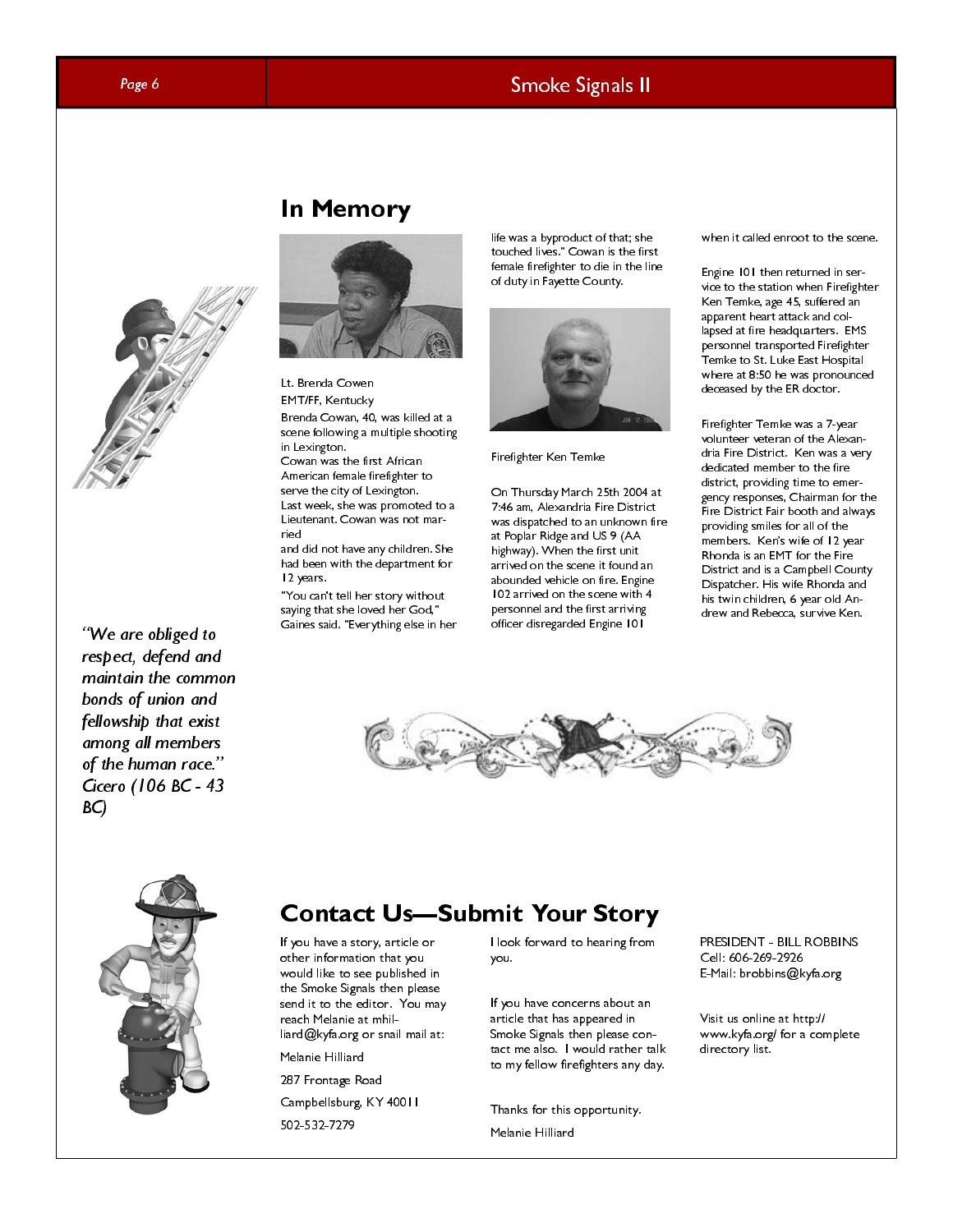## In Memory

Lt. Brenda Cowen

EMT/FF, Kentucky

Brenda Cowan, 40, was killed at a scene following a multiple shooting in Lexington.

Cowan was the first African American female firefighter to serve the city of Lexington.

Last week, she was promoted to a Lieutenant. Cowan was not married and did not have any children. She had been with the department for 12 years.

"You can't tell her story without saying that she loved her God," Gaines said. "Everything else in her life was a byproduct of that; she touched lives." Cowan is the first female firefighter to die in the line of duty in Fayette County.

Firefighter Ken Temke

On Thursday March 25th 2004 at 7:46 am, Alexandria Fire District was dispatched to an unknown fire at Poplar Ridge and US 9 (AA highway). When the first unit arrived on the scene it found an abounded vehicle on fire. Engine 102 arrived on the scene with 4 personnel and the first arriving officer disregarded Engine 101 when it called enroot to the scene.

Engine 101 then returned in service to the station when Firefighter Ken Temke, age 45, suffered an apparent heart attack and collapsed at fire headquarters. EMS personnel transported Firefighter Temke to St. Luke East Hospital where at 8:50 he was pronounced deceased by the ER doctor.

Firefighter Temke was a 7-year volunteer veteran of the Alexandria Fire District. Ken was a very dedicated member to the fire district, providing time to emergency responses, Chairman for the Fire District Fair booth and always providing smiles for all of the members. Ken's wife of 12 year Rhonda is an EMT for the Fire District and is a Campbell County Dispatcher. His wife Rhonda and his twin children, 6 year old Andrew and Rebecca, survive Ken.

*"We are obliged to respect, defend and maintain the common bonds of union and fellowship that exist among all members of the human race." Cicero (106 BC - 43 BC)*

## Contact Us—Submit Your Story

If you have a story, article or other information that you would like to see published in the Smoke Signals then please send it to the editor. You may reach Melanie at mhilliard@kyfa.org or snail mail at:

Melanie Hilliard

287 Frontage Road

Campbellsburg, KY 40011

502-532-7279

I look forward to hearing from you.

If you have concerns about an article that has appeared in Smoke Signals then please contact me also. I would rather talk to my fellow firefighters any day.

Thanks for this opportunity.

Melanie Hilliard

PRESIDENT - BILL ROBBINS
Cell: 606-269-2926
E-Mail: brobbins@kyfa.org

Visit us online at http://www.kyfa.org/ for a complete directory list.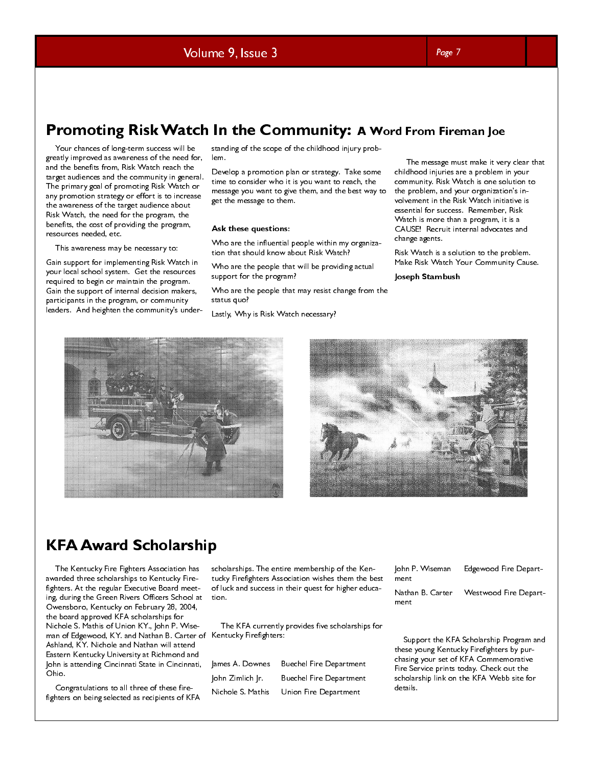## Promoting Risk Watch In the Community: A Word From Fireman Joe

Your chances of long-term success will be greatly improved as awareness of the need for, and the benefits from, Risk Watch reach the target audiences and the community in general. The primary goal of promoting Risk Watch or any promotion strategy or effort is to increase the awareness of the target audience about Risk Watch, the need for the program, the benefits, the cost of providing the program, resources needed, etc.

This awareness may be necessary to:

Gain support for implementing Risk Watch in your local school system. Get the resources required to begin or maintain the program. Gain the support of internal decision makers, participants in the program, or community leaders. And heighten the community's understanding of the scope of the childhood injury problem.

Develop a promotion plan or strategy. Take some time to consider who it is you want to reach, the message you want to give them, and the best way to get the message to them.

**Ask these questions:**

Who are the influential people within my organization that should know about Risk Watch?

Who are the people that will be providing actual support for the program?

Who are the people that may resist change from the status quo?

Lastly, Why is Risk Watch necessary?

The message must make it very clear that childhood injuries are a problem in your community. Risk Watch is one solution to the problem, and your organization's involvement in the Risk Watch initiative is essential for success. Remember, Risk Watch is more than a program, it is a CAUSE! Recruit internal advocates and change agents.

Risk Watch is a solution to the problem. Make Risk Watch Your Community Cause.

**Joseph Stambush**

## KFA Award Scholarship

The Kentucky Fire Fighters Association has awarded three scholarships to Kentucky Firefighters. At the regular Executive Board meeting, during the Green Rivers Officers School at Owensboro, Kentucky on February 28, 2004, the board approved KFA scholarships for Nichole S. Mathis of Union KY., John P. Wiseman of Edgewood, KY. and Nathan B. Carter of Ashland, KY. Nichole and Nathan will attend Eastern Kentucky University at Richmond and John is attending Cincinnati State in Cincinnati, Ohio.

Congratulations to all three of these firefighters on being selected as recipients of KFA scholarships. The entire membership of the Kentucky Firefighters Association wishes them the best of luck and success in their quest for higher education.

The KFA currently provides five scholarships for Kentucky Firefighters:

| | |
|---|---|
| James A. Downes | Buechel Fire Department |
| John Zimlich Jr. | Buechel Fire Department |
| Nichole S. Mathis | Union Fire Department |
| John P. Wiseman | Edgewood Fire Department |
| Nathan B. Carter | Westwood Fire Department |

Support the KFA Scholarship Program and these young Kentucky Firefighters by purchasing your set of KFA Commemorative Fire Service prints today. Check out the scholarship link on the KFA Webb site for details.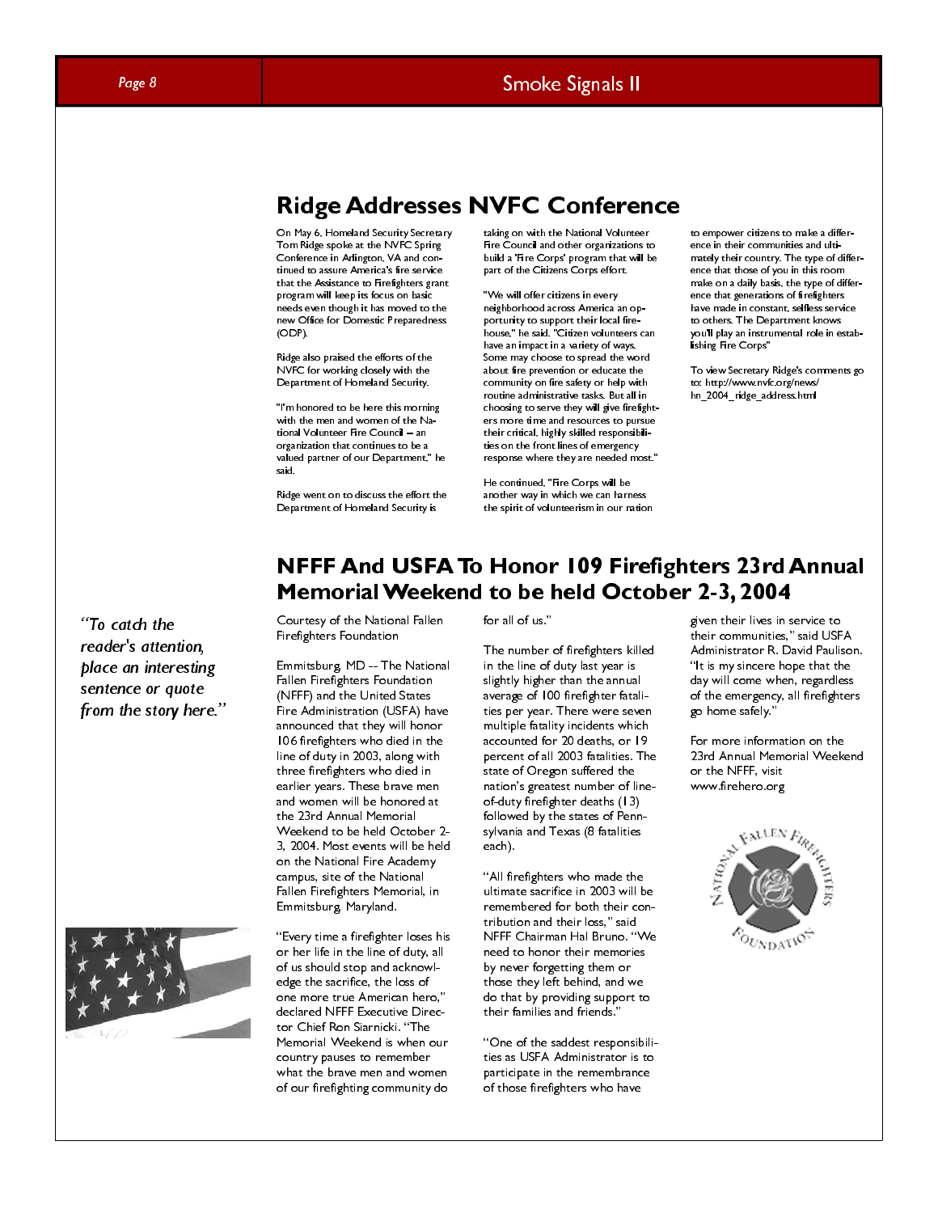## Ridge Addresses NVFC Conference

On May 6, Homeland Security Secretary Tom Ridge spoke at the NVFC Spring Conference in Arlington, VA and continued to assure America's fire service that the Assistance to Firefighters grant program will keep its focus on basic needs even though it has moved to the new Office for Domestic Preparedness (ODP).

Ridge also praised the efforts of the NVFC for working closely with the Department of Homeland Security.

"I'm honored to be here this morning with the men and women of the National Volunteer Fire Council -- an organization that continues to be a valued partner of our Department," he said.

Ridge went on to discuss the effort the Department of Homeland Security is taking on with the National Volunteer Fire Council and other organizations to build a 'Fire Corps' program that will be part of the Citizens Corps effort.

"We will offer citizens in every neighborhood across America an opportunity to support their local firehouse," he said. "Citizen volunteers can have an impact in a variety of ways. Some may choose to spread the word about fire prevention or educate the community on fire safety or help with routine administrative tasks. But all in choosing to serve they will give firefighters more time and resources to pursue their critical, highly skilled responsibilities on the front lines of emergency response where they are needed most."

He continued, "Fire Corps will be another way in which we can harness the spirit of volunteerism in our nation to empower citizens to make a difference in their communities and ultimately their country. The type of difference that those of you in this room make on a daily basis, the type of difference that generations of firefighters have made in constant, selfless service to others. The Department knows you'll play an instrumental role in establishing Fire Corps"

To view Secretary Ridge's comments go to: http://www.nvfc.org/news/hn_2004_ridge_address.html

## NFFF And USFA To Honor 109 Firefighters 23rd Annual Memorial Weekend to be held October 2-3, 2004

*"To catch the reader's attention, place an interesting sentence or quote from the story here."*

Courtesy of the National Fallen Firefighters Foundation

Emmitsburg, MD -- The National Fallen Firefighters Foundation (NFFF) and the United States Fire Administration (USFA) have announced that they will honor 106 firefighters who died in the line of duty in 2003, along with three firefighters who died in earlier years. These brave men and women will be honored at the 23rd Annual Memorial Weekend to be held October 2-3, 2004. Most events will be held on the National Fire Academy campus, site of the National Fallen Firefighters Memorial, in Emmitsburg, Maryland.

"Every time a firefighter loses his or her life in the line of duty, all of us should stop and acknowledge the sacrifice, the loss of one more true American hero," declared NFFF Executive Director Chief Ron Siarnicki. "The Memorial Weekend is when our country pauses to remember what the brave men and women of our firefighting community do for all of us."

The number of firefighters killed in the line of duty last year is slightly higher than the annual average of 100 firefighter fatalities per year. There were seven multiple fatality incidents which accounted for 20 deaths, or 19 percent of all 2003 fatalities. The state of Oregon suffered the nation's greatest number of line-of-duty firefighter deaths (13) followed by the states of Pennsylvania and Texas (8 fatalities each).

"All firefighters who made the ultimate sacrifice in 2003 will be remembered for both their contribution and their loss," said NFFF Chairman Hal Bruno. "We need to honor their memories by never forgetting them or those they left behind, and we do that by providing support to their families and friends."

"One of the saddest responsibilities as USFA Administrator is to participate in the remembrance of those firefighters who have given their lives in service to their communities," said USFA Administrator R. David Paulison. "It is my sincere hope that the day will come when, regardless of the emergency, all firefighters go home safely."

For more information on the 23rd Annual Memorial Weekend or the NFFF, visit www.firehero.org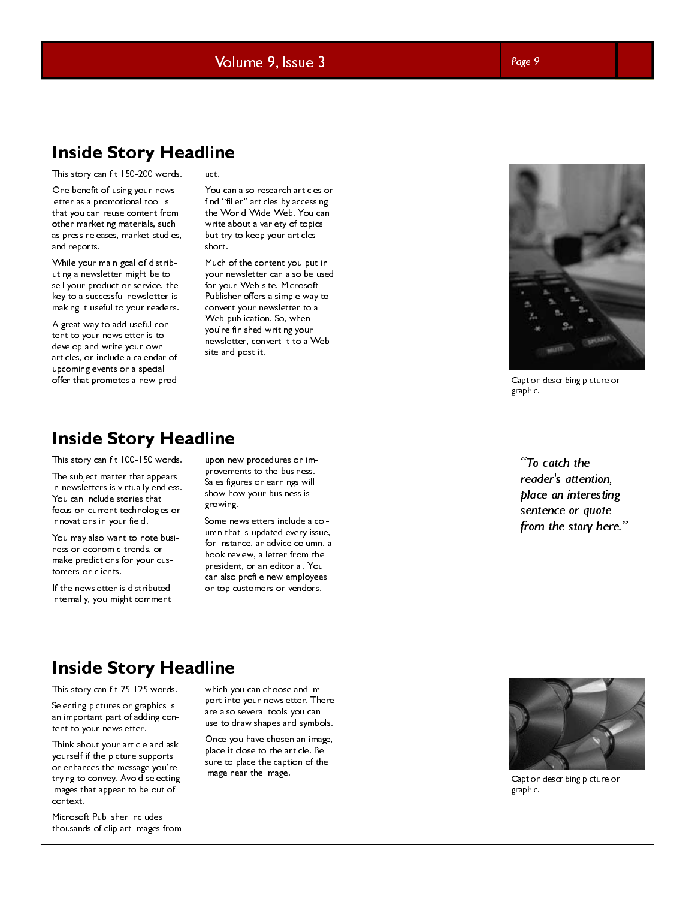## Inside Story Headline

This story can fit 150-200 words.

One benefit of using your newsletter as a promotional tool is that you can reuse content from other marketing materials, such as press releases, market studies, and reports.

While your main goal of distributing a newsletter might be to sell your product or service, the key to a successful newsletter is making it useful to your readers.

A great way to add useful content to your newsletter is to develop and write your own articles, or include a calendar of upcoming events or a special offer that promotes a new product.

You can also research articles or find "filler" articles by accessing the World Wide Web. You can write about a variety of topics but try to keep your articles short.

Much of the content you put in your newsletter can also be used for your Web site. Microsoft Publisher offers a simple way to convert your newsletter to a Web publication. So, when you're finished writing your newsletter, convert it to a Web site and post it.

Caption describing picture or graphic.

## Inside Story Headline

This story can fit 100-150 words.

The subject matter that appears in newsletters is virtually endless. You can include stories that focus on current technologies or innovations in your field.

You may also want to note business or economic trends, or make predictions for your customers or clients.

If the newsletter is distributed internally, you might comment upon new procedures or improvements to the business. Sales figures or earnings will show how your business is growing.

Some newsletters include a column that is updated every issue, for instance, an advice column, a book review, a letter from the president, or an editorial. You can also profile new employees or top customers or vendors.

*"To catch the reader's attention, place an interesting sentence or quote from the story here."*

## Inside Story Headline

This story can fit 75-125 words.

Selecting pictures or graphics is an important part of adding content to your newsletter.

Think about your article and ask yourself if the picture supports or enhances the message you're trying to convey. Avoid selecting images that appear to be out of context.

Microsoft Publisher includes thousands of clip art images from which you can choose and import into your newsletter. There are also several tools you can use to draw shapes and symbols.

Once you have chosen an image, place it close to the article. Be sure to place the caption of the image near the image.

Caption describing picture or graphic.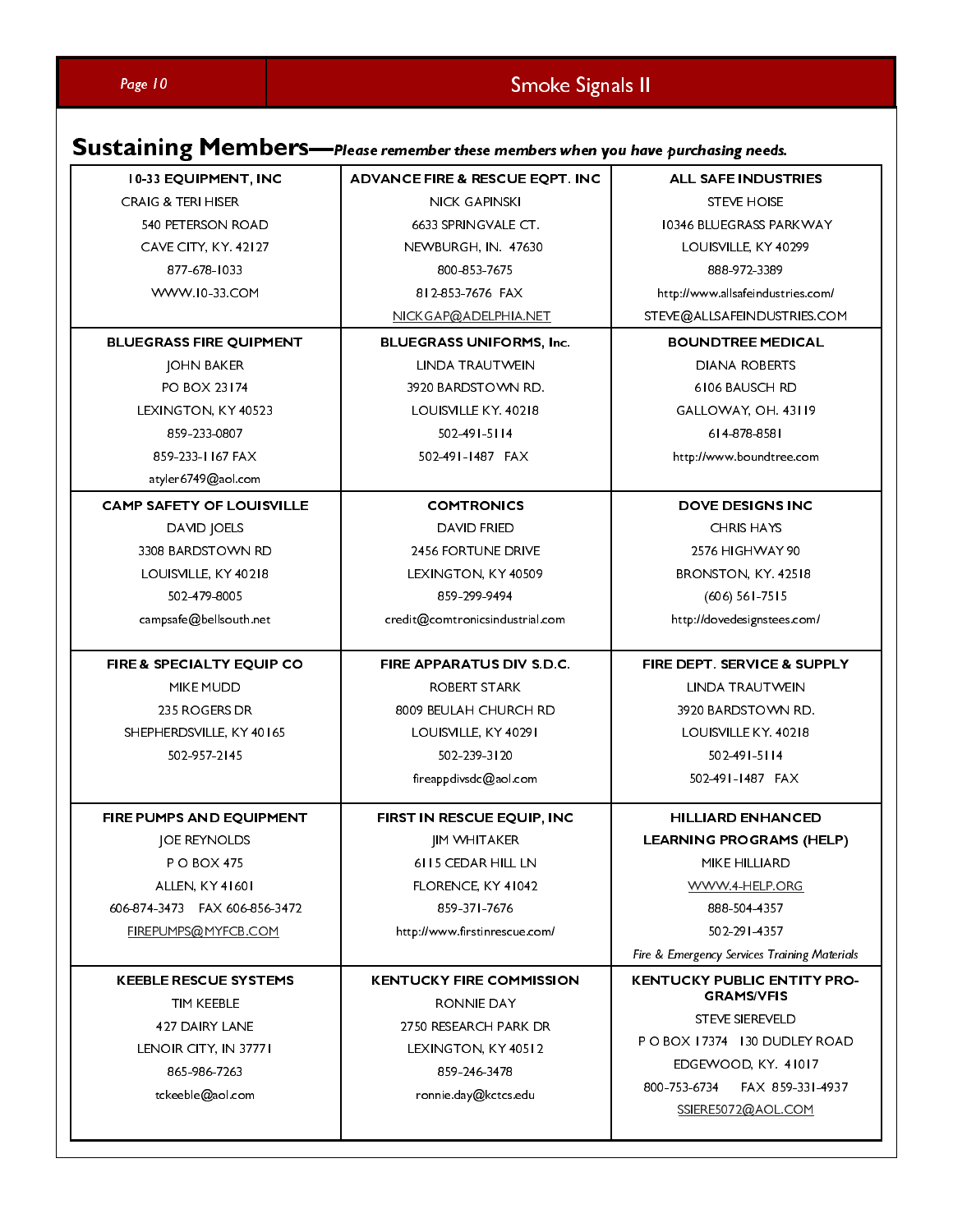## Sustaining Members—*Please remember these members when you have purchasing needs.*

| | | |
|---|---|---|
| **10-33 EQUIPMENT, INC**<br>CRAIG & TERI HISER<br>540 PETERSON ROAD<br>CAVE CITY, KY. 42127<br>877-678-1033<br>WWW.10-33.COM | **ADVANCE FIRE & RESCUE EQPT. INC**<br>NICK GAPINSKI<br>6633 SPRINGVALE CT.<br>NEWBURGH, IN. 47630<br>800-853-7675<br>812-853-7676 FAX<br>NICKGAP@ADELPHIA.NET | **ALL SAFE INDUSTRIES**<br>STEVE HOISE<br>10346 BLUEGRASS PARKWAY<br>LOUISVILLE, KY 40299<br>888-972-3389<br>http://www.allsafeindustries.com/<br>STEVE@ALLSAFEINDUSTRIES.COM |
| **BLUEGRASS FIRE QUIPMENT**<br>JOHN BAKER<br>PO BOX 23174<br>LEXINGTON, KY 40523<br>859-233-0807<br>859-233-1167 FAX<br>atyler6749@aol.com | **BLUEGRASS UNIFORMS, Inc.**<br>LINDA TRAUTWEIN<br>3920 BARDSTOWN RD.<br>LOUISVILLE KY. 40218<br>502-491-5114<br>502-491-1487 FAX | **BOUNDTREE MEDICAL**<br>DIANA ROBERTS<br>6106 BAUSCH RD<br>GALLOWAY, OH. 43119<br>614-878-8581<br>http://www.boundtree.com |
| **CAMP SAFETY OF LOUISVILLE**<br>DAVID JOELS<br>3308 BARDSTOWN RD<br>LOUISVILLE, KY 40218<br>502-479-8005<br>campsafe@bellsouth.net | **COMTRONICS**<br>DAVID FRIED<br>2456 FORTUNE DRIVE<br>LEXINGTON, KY 40509<br>859-299-9494<br>credit@comtronicsindustrial.com | **DOVE DESIGNS INC**<br>CHRIS HAYS<br>2576 HIGHWAY 90<br>BRONSTON, KY. 42518<br>(606) 561-7515<br>http://dovedesignstees.com/ |
| **FIRE & SPECIALTY EQUIP CO**<br>MIKE MUDD<br>235 ROGERS DR<br>SHEPHERDSVILLE, KY 40165<br>502-957-2145 | **FIRE APPARATUS DIV S.D.C.**<br>ROBERT STARK<br>8009 BEULAH CHURCH RD<br>LOUISVILLE, KY 40291<br>502-239-3120<br>fireappdivsdc@aol.com | **FIRE DEPT. SERVICE & SUPPLY**<br>LINDA TRAUTWEIN<br>3920 BARDSTOWN RD.<br>LOUISVILLE KY. 40218<br>502-491-5114<br>502-491-1487 FAX |
| **FIRE PUMPS AND EQUIPMENT**<br>JOE REYNOLDS<br>P O BOX 475<br>ALLEN, KY 41601<br>606-874-3473 FAX 606-856-3472<br>FIREPUMPS@MYFCB.COM | **FIRST IN RESCUE EQUIP, INC**<br>JIM WHITAKER<br>6115 CEDAR HILL LN<br>FLORENCE, KY 41042<br>859-371-7676<br>http://www.firstinrescue.com/ | **HILLIARD ENHANCED LEARNING PROGRAMS (HELP)**<br>MIKE HILLIARD<br>WWW.4-HELP.ORG<br>888-504-4357<br>502-291-4357<br>*Fire & Emergency Services Training Materials* |
| **KEEBLE RESCUE SYSTEMS**<br>TIM KEEBLE<br>427 DAIRY LANE<br>LENOIR CITY, IN 37771<br>865-986-7263<br>tckeeble@aol.com | **KENTUCKY FIRE COMMISSION**<br>RONNIE DAY<br>2750 RESEARCH PARK DR<br>LEXINGTON, KY 40512<br>859-246-3478<br>ronnie.day@kctcs.edu | **KENTUCKY PUBLIC ENTITY PROGRAMS/VFIS**<br>STEVE SIEREVELD<br>P O BOX 17374 130 DUDLEY ROAD<br>EDGEWOOD, KY. 41017<br>800-753-6734 FAX 859-331-4937<br>SSIERE5072@AOL.COM |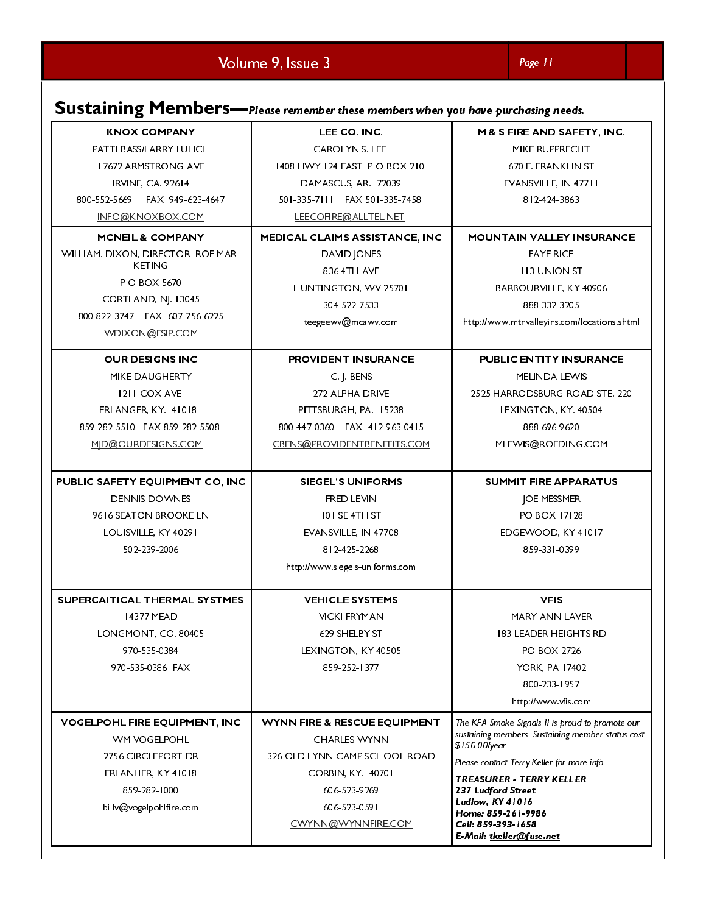## Sustaining Members—*Please remember these members when you have purchasing needs.*

| | | |
|---|---|---|
| **KNOX COMPANY**<br>PATTI BASS/LARRY LULICH<br>17672 ARMSTRONG AVE<br>IRVINE, CA. 92614<br>800-552-5669 FAX 949-623-4647<br>INFO@KNOXBOX.COM | **LEE CO. INC.**<br>CAROLYN S. LEE<br>1408 HWY 124 EAST P O BOX 210<br>DAMASCUS, AR. 72039<br>501-335-7111 FAX 501-335-7458<br>LEECOFIRE@ALLTEL.NET | **M & S FIRE AND SAFETY, INC.**<br>MIKE RUPPRECHT<br>670 E. FRANKLIN ST<br>EVANSVILLE, IN 47711<br>812-424-3863 |
| **MCNEIL & COMPANY**<br>WILLIAM. DIXON, DIRECTOR ROF MAR-KETING<br>P O BOX 5670<br>CORTLAND, NJ. 13045<br>800-822-3747 FAX 607-756-6225<br>WDIXON@ESIP.COM | **MEDICAL CLAIMS ASSISTANCE, INC**<br>DAVID JONES<br>836 4TH AVE<br>HUNTINGTON, WV 25701<br>304-522-7533<br>teegeewv@mcawv.com | **MOUNTAIN VALLEY INSURANCE**<br>FAYE RICE<br>113 UNION ST<br>BARBOURVILLE, KY 40906<br>888-332-3205<br>http://www.mtnvalleyins.com/locations.shtml |
| **OUR DESIGNS INC**<br>MIKE DAUGHERTY<br>1211 COX AVE<br>ERLANGER, KY. 41018<br>859-282-5510 FAX 859-282-5508<br>MJD@OURDESIGNS.COM | **PROVIDENT INSURANCE**<br>C. J. BENS<br>272 ALPHA DRIVE<br>PITTSBURGH, PA. 15238<br>800-447-0360 FAX 412-963-0415<br>CBENS@PROVIDENTBENEFITS.COM | **PUBLIC ENTITY INSURANCE**<br>MELINDA LEWIS<br>2525 HARRODSBURG ROAD STE. 220<br>LEXINGTON, KY. 40504<br>888-696-9620<br>MLEWIS@ROEDING.COM |
| **PUBLIC SAFETY EQUIPMENT CO, INC**<br>DENNIS DOWNES<br>9616 SEATON BROOKE LN<br>LOUISVILLE, KY 40291<br>502-239-2006 | **SIEGEL'S UNIFORMS**<br>FRED LEVIN<br>101 SE 4TH ST<br>EVANSVILLE, IN 47708<br>812-425-2268<br>http://www.siegels-uniforms.com | **SUMMIT FIRE APPARATUS**<br>JOE MESSMER<br>PO BOX 17128<br>EDGEWOOD, KY 41017<br>859-331-0399 |
| **SUPERCAITICAL THERMAL SYSTMES**<br>14377 MEAD<br>LONGMONT, CO. 80405<br>970-535-0384<br>970-535-0386 FAX | **VEHICLE SYSTEMS**<br>VICKI FRYMAN<br>629 SHELBY ST<br>LEXINGTON, KY 40505<br>859-252-1377 | **VFIS**<br>MARY ANN LAVER<br>183 LEADER HEIGHTS RD<br>PO BOX 2726<br>YORK, PA 17402<br>800-233-1957<br>http://www.vfis.com |
| **VOGELPOHL FIRE EQUIPMENT, INC**<br>WM VOGELPOHL<br>2756 CIRCLEPORT DR<br>ERLANHER, KY 41018<br>859-282-1000<br>billv@vogelpohlfire.com | **WYNN FIRE & RESCUE EQUIPMENT**<br>CHARLES WYNN<br>326 OLD LYNN CAMP SCHOOL ROAD<br>CORBIN, KY. 40701<br>606-523-9269<br>606-523-0591<br>CWYNN@WYNNFIRE.COM | *The KFA Smoke Signals II is proud to promote our sustaining members. Sustaining member status cost $150.00/year*<br>*Please contact Terry Keller for more info.*<br>***TREASURER - TERRY KELLER***<br>***237 Ludford Street***<br>***Ludlow, KY 41016***<br>***Home: 859-261-9986***<br>***Cell: 859-393-1658***<br>***E-Mail: tkeller@fuse.net*** |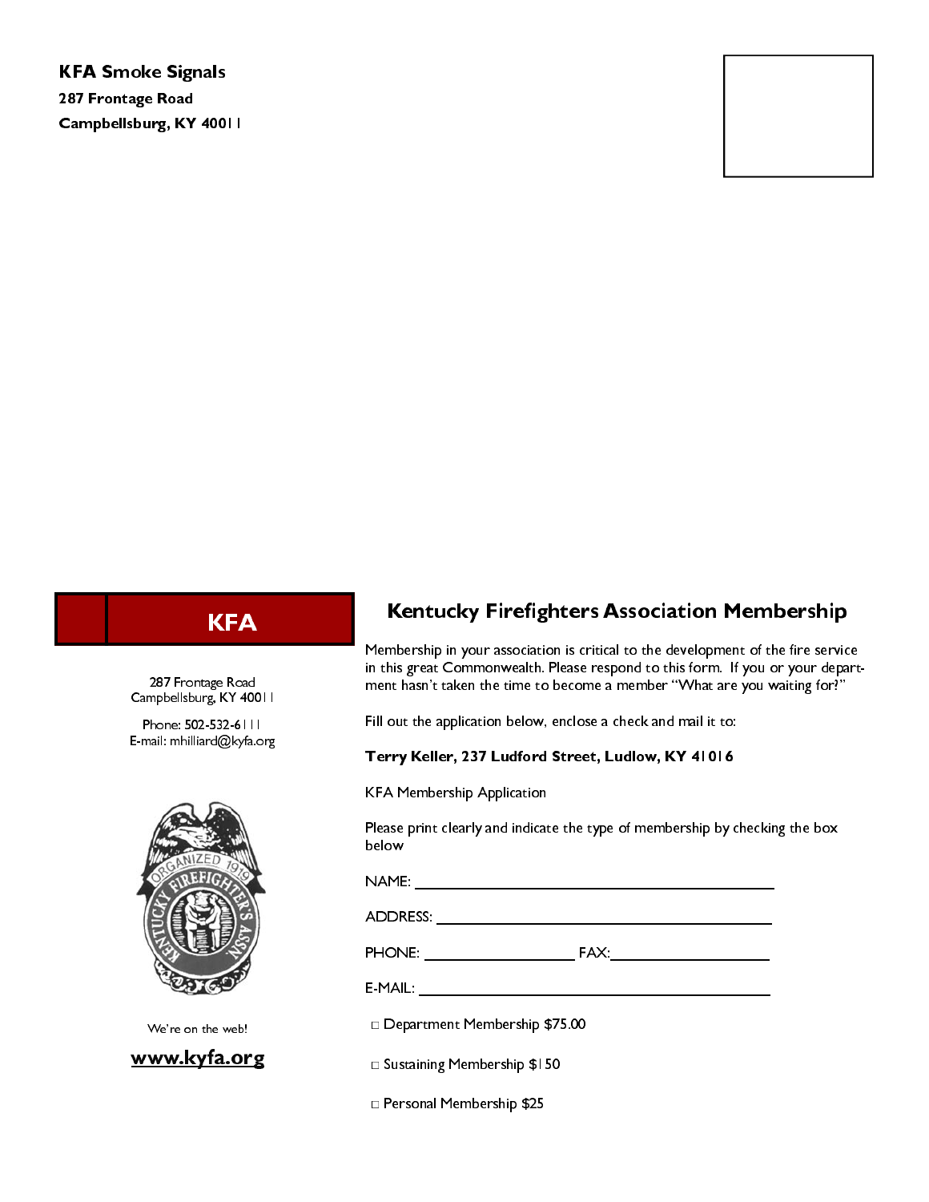**KFA Smoke Signals**
**287 Frontage Road**
**Campbellsburg, KY 40011**

## KFA

287 Frontage Road
Campbellsburg, KY 40011

Phone: 502-532-6111
E-mail: mhilliard@kyfa.org

We're on the web!

**www.kyfa.org**

## Kentucky Firefighters Association Membership

Membership in your association is critical to the development of the fire service in this great Commonwealth. Please respond to this form. If you or your department hasn't taken the time to become a member "What are you waiting for?"

Fill out the application below, enclose a check and mail it to:

**Terry Keller, 237 Ludford Street, Ludlow, KY 41016**

KFA Membership Application

Please print clearly and indicate the type of membership by checking the box below

NAME: ______________________________________________

ADDRESS: ___________________________________________

PHONE: ____________________ FAX:____________________

E-MAIL: _____________________________________________

□ Department Membership $75.00

□ Sustaining Membership $150

□ Personal Membership $25